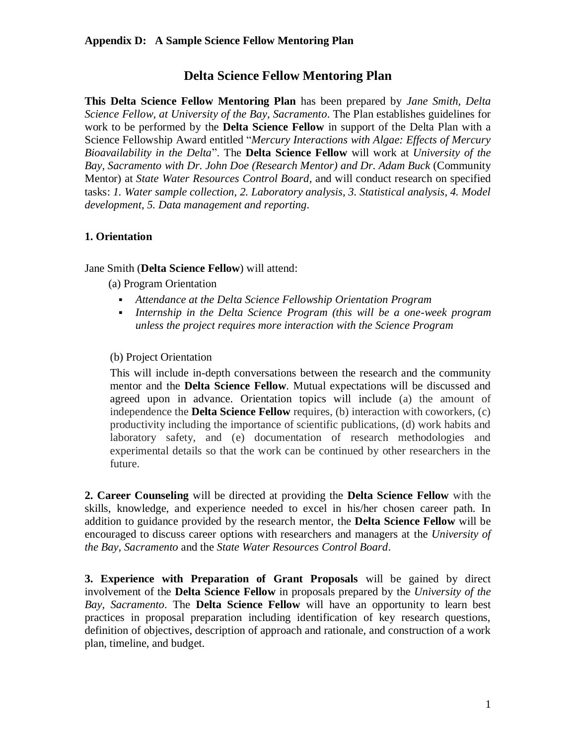**Appendix D: A Sample Science Fellow Mentoring Plan**

# Delta Science Fellow Mentoring Plan

**This Delta Science Fellow Mentoring Plan** has been prepared by *Jane Smith, Delta Science Fellow, at University of the Bay, Sacramento*. The Plan establishes guidelines for work to be performed by the **Delta Science Fellow** in support of the Delta Plan with a Science Fellowship Award entitled "*Mercury Interactions with Algae: Effects of Mercury Bioavailability in the Delta*". The **Delta Science Fellow** will work at *University of the Bay, Sacramento with Dr. John Doe (Research Mentor) and Dr. Adam Buck* (Community Mentor) at *State Water Resources Control Board,* and will conduct research on specified tasks: *1. Water sample collection, 2. Laboratory analysis, 3. Statistical analysis, 4. Model development, 5. Data management and reporting*.

## 1. Orientation

Jane Smith (**Delta Science Fellow**) will attend:

(a) Program Orientation

- *Attendance at the Delta Science Fellowship Orientation Program*
- *Internship in the Delta Science Program (this will be a one-week program unless the project requires more interaction with the Science Program*

(b) Project Orientation

This will include in-depth conversations between the research and the community mentor and the **Delta Science Fellow**. Mutual expectations will be discussed and agreed upon in advance. Orientation topics will include (a) the amount of independence the **Delta Science Fellow** requires, (b) interaction with coworkers, (c) productivity including the importance of scientific publications, (d) work habits and laboratory safety, and (e) documentation of research methodologies and experimental details so that the work can be continued by other researchers in the future.

**2. Career Counseling** will be directed at providing the **Delta Science Fellow** with the skills, knowledge, and experience needed to excel in his/her chosen career path. In addition to guidance provided by the research mentor, the **Delta Science Fellow** will be encouraged to discuss career options with researchers and managers at the *University of the Bay, Sacramento* and the *State Water Resources Control Board*.

**3. Experience with Preparation of Grant Proposals** will be gained by direct involvement of the **Delta Science Fellow** in proposals prepared by the *University of the Bay, Sacramento*. The **Delta Science Fellow** will have an opportunity to learn best practices in proposal preparation including identification of key research questions, definition of objectives, description of approach and rationale, and construction of a work plan, timeline, and budget.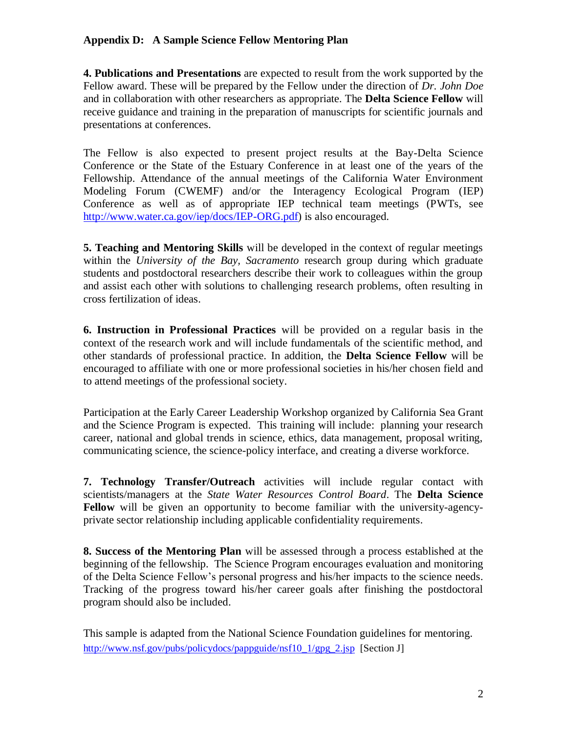## Appendix D: A Sample Science Fellow Mentoring Plan

**4. Publications and Presentations** are expected to result from the work supported by the Fellow award. These will be prepared by the Fellow under the direction of *Dr. John Doe* and in collaboration with other researchers as appropriate. The **Delta Science Fellow** will receive guidance and training in the preparation of manuscripts for scientific journals and presentations at conferences.

The Fellow is also expected to present project results at the Bay-Delta Science Conference or the State of the Estuary Conference in at least one of the years of the Fellowship. Attendance of the annual meetings of the California Water Environment Modeling Forum (CWEMF) and/or the Interagency Ecological Program (IEP) Conference as well as of appropriate IEP technical team meetings (PWTs, see http://www.water.ca.gov/iep/docs/IEP-ORG.pdf) is also encouraged.

**5. Teaching and Mentoring Skills** will be developed in the context of regular meetings within the *University of the Bay, Sacramento* research group during which graduate students and postdoctoral researchers describe their work to colleagues within the group and assist each other with solutions to challenging research problems, often resulting in cross fertilization of ideas.

**6. Instruction in Professional Practices** will be provided on a regular basis in the context of the research work and will include fundamentals of the scientific method, and other standards of professional practice. In addition, the **Delta Science Fellow** will be encouraged to affiliate with one or more professional societies in his/her chosen field and to attend meetings of the professional society.

Participation at the Early Career Leadership Workshop organized by California Sea Grant and the Science Program is expected. This training will include: planning your research career, national and global trends in science, ethics, data management, proposal writing, communicating science, the science-policy interface, and creating a diverse workforce.

**7. Technology Transfer/Outreach** activities will include regular contact with scientists/managers at the *State Water Resources Control Board*. The **Delta Science Fellow** will be given an opportunity to become familiar with the university-agency-private sector relationship including applicable confidentiality requirements.

**8. Success of the Mentoring Plan** will be assessed through a process established at the beginning of the fellowship. The Science Program encourages evaluation and monitoring of the Delta Science Fellow's personal progress and his/her impacts to the science needs. Tracking of the progress toward his/her career goals after finishing the postdoctoral program should also be included.

This sample is adapted from the National Science Foundation guidelines for mentoring. http://www.nsf.gov/pubs/policydocs/pappguide/nsf10_1/gpg_2.jsp [Section J]